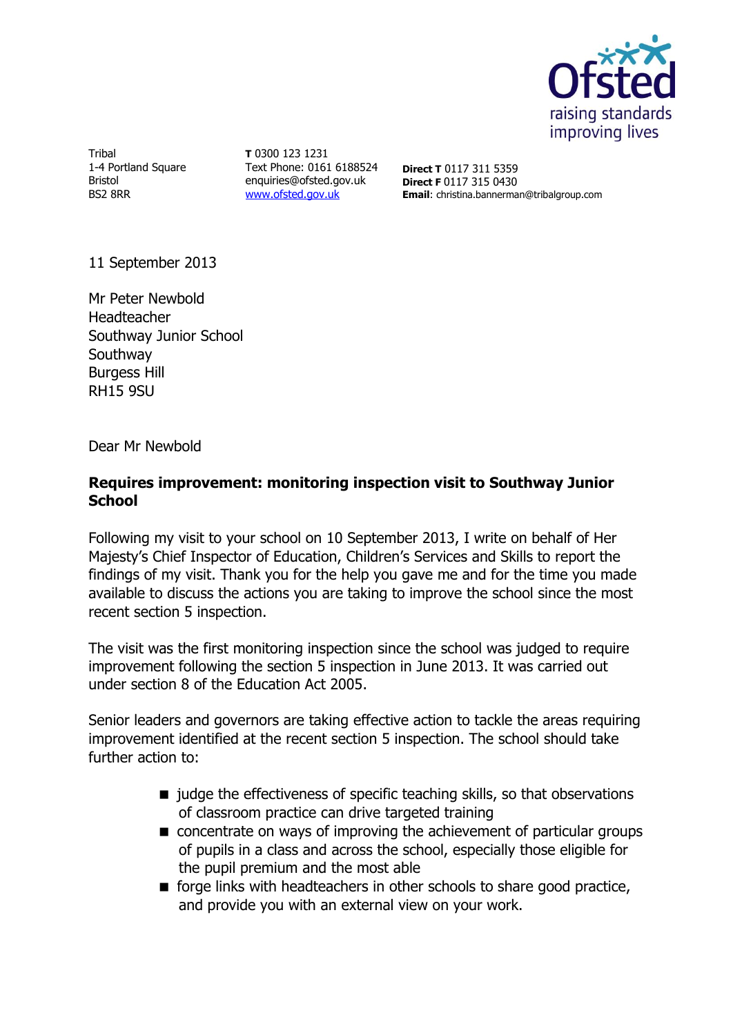Ofsted
raising standards
improving lives

Tribal
1-4 Portland Square
Bristol
BS2 8RR

**T** 0300 123 1231
Text Phone: 0161 6188524
enquiries@ofsted.gov.uk
www.ofsted.gov.uk

**Direct T** 0117 311 5359
**Direct F** 0117 315 0430
**Email**: christina.bannerman@tribalgroup.com

11 September 2013

Mr Peter Newbold
Headteacher
Southway Junior School
Southway
Burgess Hill
RH15 9SU

Dear Mr Newbold

**Requires improvement: monitoring inspection visit to Southway Junior School**

Following my visit to your school on 10 September 2013, I write on behalf of Her Majesty's Chief Inspector of Education, Children's Services and Skills to report the findings of my visit. Thank you for the help you gave me and for the time you made available to discuss the actions you are taking to improve the school since the most recent section 5 inspection.

The visit was the first monitoring inspection since the school was judged to require improvement following the section 5 inspection in June 2013. It was carried out under section 8 of the Education Act 2005.

Senior leaders and governors are taking effective action to tackle the areas requiring improvement identified at the recent section 5 inspection. The school should take further action to:

- judge the effectiveness of specific teaching skills, so that observations of classroom practice can drive targeted training
- concentrate on ways of improving the achievement of particular groups of pupils in a class and across the school, especially those eligible for the pupil premium and the most able
- forge links with headteachers in other schools to share good practice, and provide you with an external view on your work.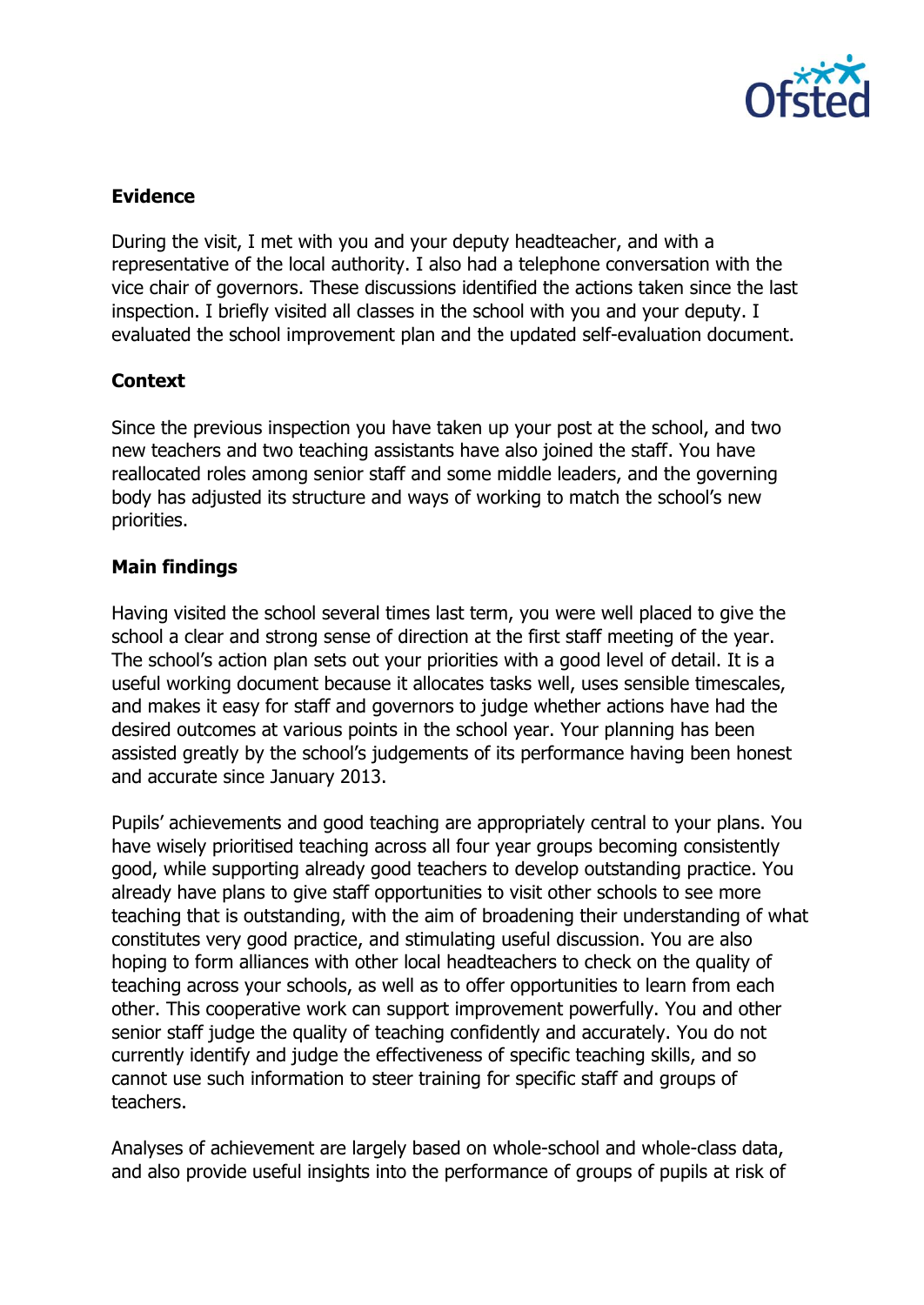**Evidence**

During the visit, I met with you and your deputy headteacher, and with a representative of the local authority. I also had a telephone conversation with the vice chair of governors. These discussions identified the actions taken since the last inspection. I briefly visited all classes in the school with you and your deputy. I evaluated the school improvement plan and the updated self-evaluation document.

**Context**

Since the previous inspection you have taken up your post at the school, and two new teachers and two teaching assistants have also joined the staff. You have reallocated roles among senior staff and some middle leaders, and the governing body has adjusted its structure and ways of working to match the school's new priorities.

**Main findings**

Having visited the school several times last term, you were well placed to give the school a clear and strong sense of direction at the first staff meeting of the year. The school's action plan sets out your priorities with a good level of detail. It is a useful working document because it allocates tasks well, uses sensible timescales, and makes it easy for staff and governors to judge whether actions have had the desired outcomes at various points in the school year. Your planning has been assisted greatly by the school's judgements of its performance having been honest and accurate since January 2013.

Pupils' achievements and good teaching are appropriately central to your plans. You have wisely prioritised teaching across all four year groups becoming consistently good, while supporting already good teachers to develop outstanding practice. You already have plans to give staff opportunities to visit other schools to see more teaching that is outstanding, with the aim of broadening their understanding of what constitutes very good practice, and stimulating useful discussion. You are also hoping to form alliances with other local headteachers to check on the quality of teaching across your schools, as well as to offer opportunities to learn from each other. This cooperative work can support improvement powerfully. You and other senior staff judge the quality of teaching confidently and accurately. You do not currently identify and judge the effectiveness of specific teaching skills, and so cannot use such information to steer training for specific staff and groups of teachers.

Analyses of achievement are largely based on whole-school and whole-class data, and also provide useful insights into the performance of groups of pupils at risk of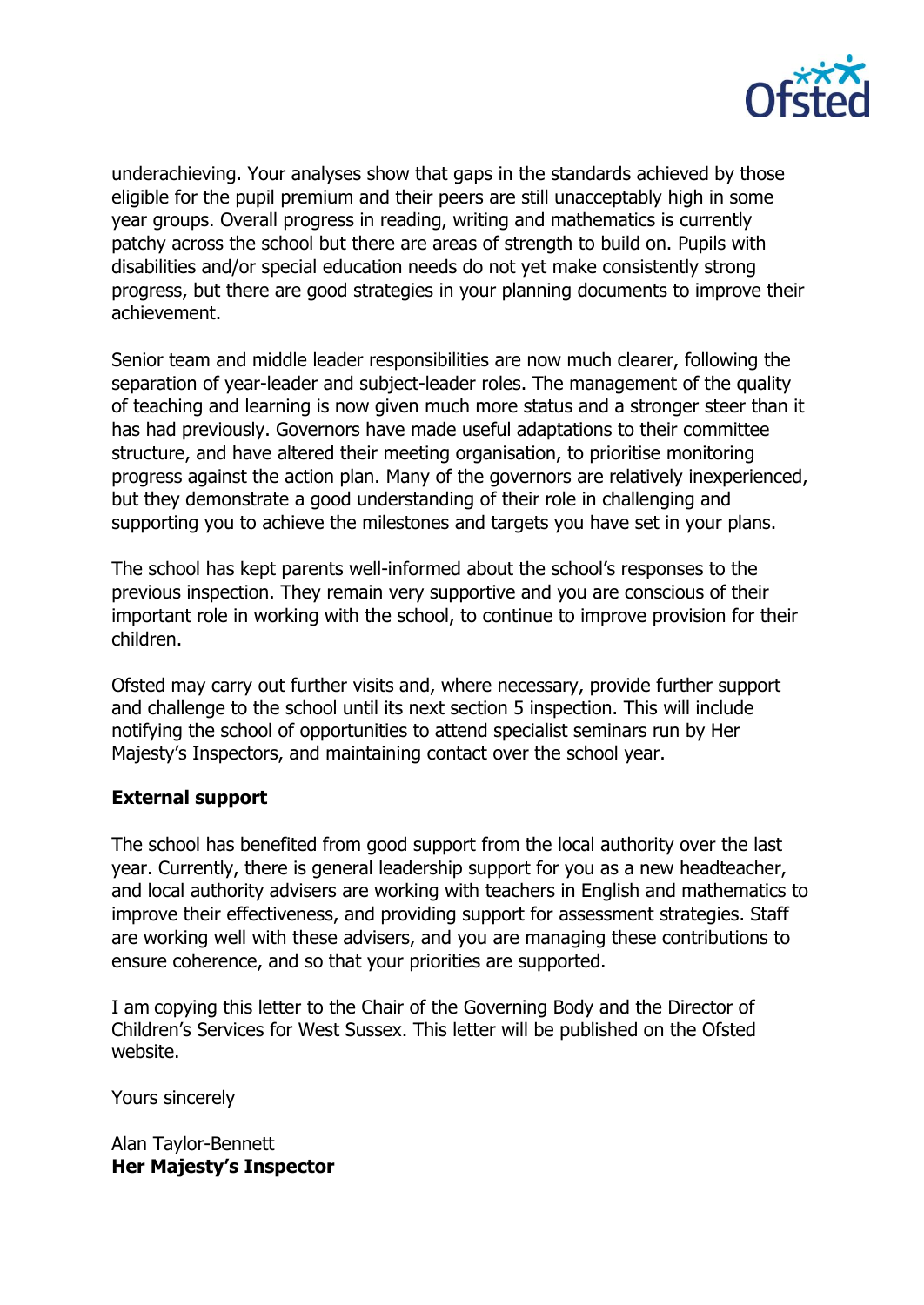underachieving. Your analyses show that gaps in the standards achieved by those eligible for the pupil premium and their peers are still unacceptably high in some year groups. Overall progress in reading, writing and mathematics is currently patchy across the school but there are areas of strength to build on. Pupils with disabilities and/or special education needs do not yet make consistently strong progress, but there are good strategies in your planning documents to improve their achievement.

Senior team and middle leader responsibilities are now much clearer, following the separation of year-leader and subject-leader roles. The management of the quality of teaching and learning is now given much more status and a stronger steer than it has had previously. Governors have made useful adaptations to their committee structure, and have altered their meeting organisation, to prioritise monitoring progress against the action plan. Many of the governors are relatively inexperienced, but they demonstrate a good understanding of their role in challenging and supporting you to achieve the milestones and targets you have set in your plans.

The school has kept parents well-informed about the school's responses to the previous inspection. They remain very supportive and you are conscious of their important role in working with the school, to continue to improve provision for their children.

Ofsted may carry out further visits and, where necessary, provide further support and challenge to the school until its next section 5 inspection. This will include notifying the school of opportunities to attend specialist seminars run by Her Majesty's Inspectors, and maintaining contact over the school year.

**External support**

The school has benefited from good support from the local authority over the last year. Currently, there is general leadership support for you as a new headteacher, and local authority advisers are working with teachers in English and mathematics to improve their effectiveness, and providing support for assessment strategies. Staff are working well with these advisers, and you are managing these contributions to ensure coherence, and so that your priorities are supported.

I am copying this letter to the Chair of the Governing Body and the Director of Children's Services for West Sussex. This letter will be published on the Ofsted website.

Yours sincerely

Alan Taylor-Bennett
**Her Majesty's Inspector**